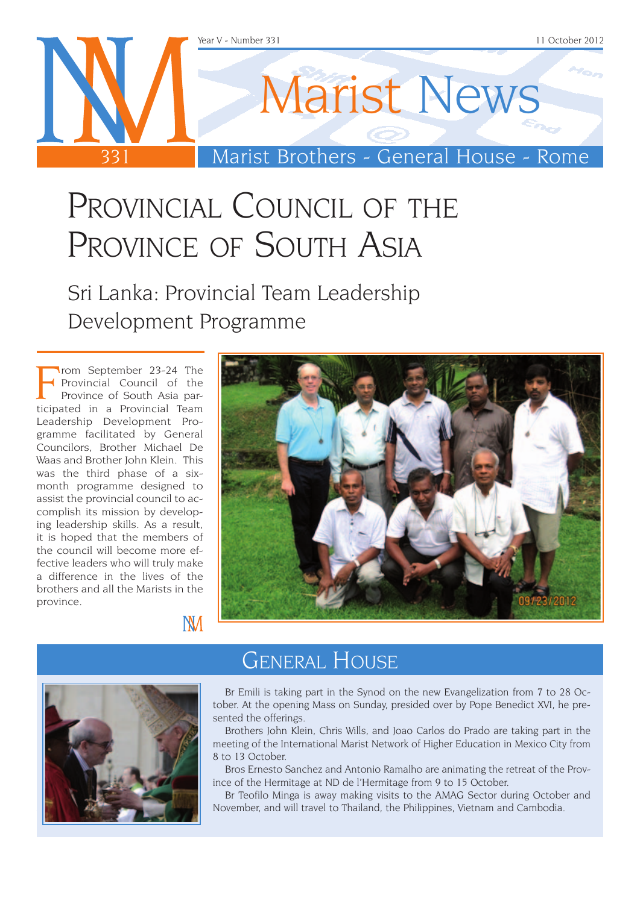# Marist News

Marist Brothers - General House - Rome

Year V - Number 331 — 11 October 2012

# Provincial Council of the Province of South Asia

## Sri Lanka: Provincial Team Leadership Development Programme

From September 23-24 The Provincial Council of the Province of South Asia participated in a Provincial Team Leadership Development Programme facilitated by General Councilors, Brother Michael De Waas and Brother John Klein. This was the third phase of a six-month programme designed to assist the provincial council to accomplish its mission by developing leadership skills. As a result, it is hoped that the members of the council will become more effective leaders who will truly make a difference in the lives of the brothers and all the Marists in the province.

## General House

Br Emili is taking part in the Synod on the new Evangelization from 7 to 28 October. At the opening Mass on Sunday, presided over by Pope Benedict XVI, he presented the offerings.

Brothers John Klein, Chris Wills, and Joao Carlos do Prado are taking part in the meeting of the International Marist Network of Higher Education in Mexico City from 8 to 13 October.

Bros Ernesto Sanchez and Antonio Ramalho are animating the retreat of the Province of the Hermitage at ND de l'Hermitage from 9 to 15 October.

Br Teofilo Minga is away making visits to the AMAG Sector during October and November, and will travel to Thailand, the Philippines, Vietnam and Cambodia.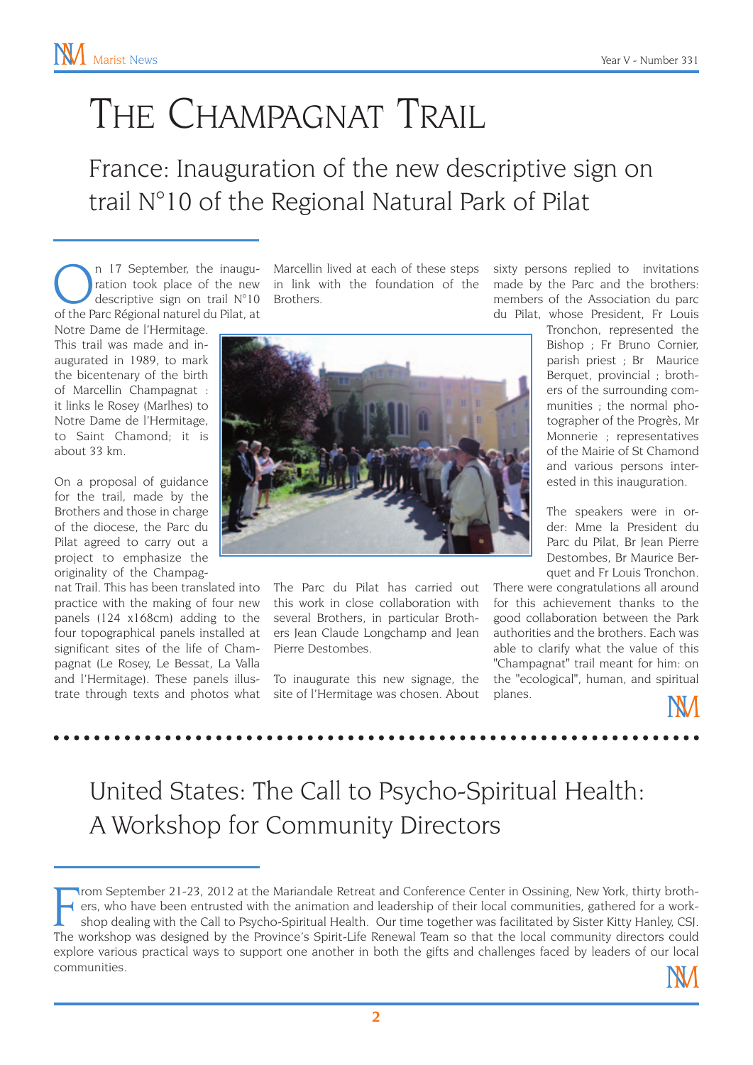# The Champagnat Trail

## France: Inauguration of the new descriptive sign on trail N°10 of the Regional Natural Park of Pilat

On 17 September, the inauguration took place of the new descriptive sign on trail N°10 of the Parc Régional naturel du Pilat, at Notre Dame de l'Hermitage. This trail was made and inaugurated in 1989, to mark the bicentenary of the birth of Marcellin Champagnat : it links le Rosey (Marlhes) to Notre Dame de l'Hermitage, to Saint Chamond; it is about 33 km.

On a proposal of guidance for the trail, made by the Brothers and those in charge of the diocese, the Parc du Pilat agreed to carry out a project to emphasize the originality of the Champagnat Trail. This has been translated into practice with the making of four new panels (124 x168cm) adding to the four topographical panels installed at significant sites of the life of Champagnat (Le Rosey, Le Bessat, La Valla and l'Hermitage). These panels illustrate through texts and photos what Marcellin lived at each of these steps in link with the foundation of the Brothers.

The Parc du Pilat has carried out this work in close collaboration with several Brothers, in particular Brothers Jean Claude Longchamp and Jean Pierre Destombes.

To inaugurate this new signage, the site of l'Hermitage was chosen. About sixty persons replied to invitations made by the Parc and the brothers: members of the Association du parc du Pilat, whose President, Fr Louis Tronchon, represented the Bishop ; Fr Bruno Cornier, parish priest ; Br Maurice Berquet, provincial ; brothers of the surrounding communities ; the normal photographer of the Progrès, Mr Monnerie ; representatives of the Mairie of St Chamond and various persons interested in this inauguration.

The speakers were in order: Mme la President du Parc du Pilat, Br Jean Pierre Destombes, Br Maurice Berquet and Fr Louis Tronchon. There were congratulations all around for this achievement thanks to the good collaboration between the Park authorities and the brothers. Each was able to clarify what the value of this "Champagnat" trail meant for him: on the "ecological", human, and spiritual planes.

---

## United States: The Call to Psycho-Spiritual Health: A Workshop for Community Directors

From September 21-23, 2012 at the Mariandale Retreat and Conference Center in Ossining, New York, thirty brothers, who have been entrusted with the animation and leadership of their local communities, gathered for a workshop dealing with the Call to Psycho-Spiritual Health. Our time together was facilitated by Sister Kitty Hanley, CSJ. The workshop was designed by the Province's Spirit-Life Renewal Team so that the local community directors could explore various practical ways to support one another in both the gifts and challenges faced by leaders of our local communities.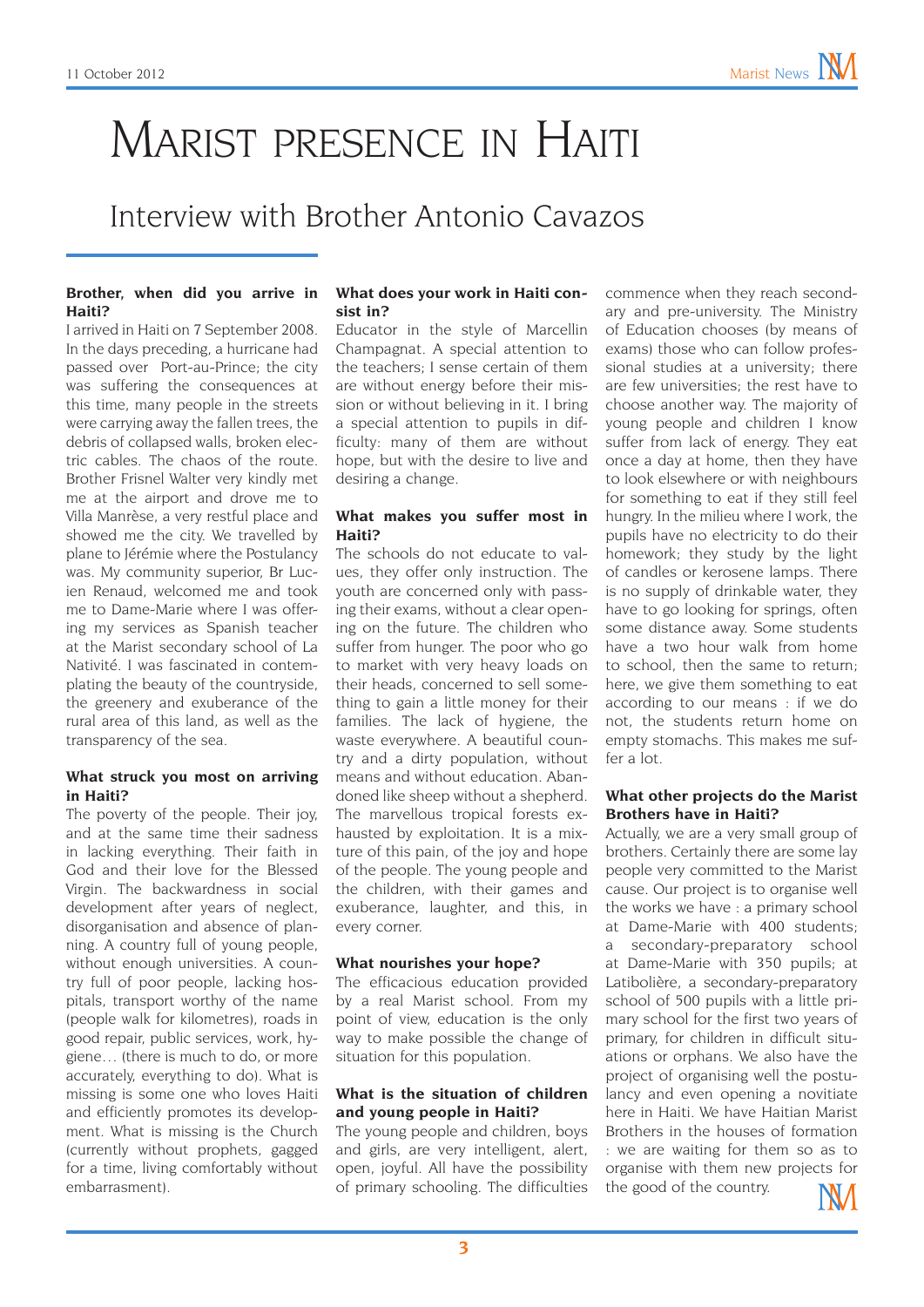#  Marist presence in Haiti

## Interview with Brother Antonio Cavazos

**Brother, when did you arrive in Haiti?**

I arrived in Haiti on 7 September 2008. In the days preceding, a hurricane had passed over Port-au-Prince; the city was suffering the consequences at this time, many people in the streets were carrying away the fallen trees, the debris of collapsed walls, broken electric cables. The chaos of the route. Brother Frisnel Walter very kindly met me at the airport and drove me to Villa Manrèse, a very restful place and showed me the city. We travelled by plane to Jérémie where the Postulancy was. My community superior, Br Lucien Renaud, welcomed me and took me to Dame-Marie where I was offering my services as Spanish teacher at the Marist secondary school of La Nativité. I was fascinated in contemplating the beauty of the countryside, the greenery and exuberance of the rural area of this land, as well as the transparency of the sea.

**What struck you most on arriving in Haiti?**

The poverty of the people. Their joy, and at the same time their sadness in lacking everything. Their faith in God and their love for the Blessed Virgin. The backwardness in social development after years of neglect, disorganisation and absence of planning. A country full of young people, without enough universities. A country full of poor people, lacking hospitals, transport worthy of the name (people walk for kilometres), roads in good repair, public services, work, hygiene… (there is much to do, or more accurately, everything to do). What is missing is some one who loves Haiti and efficiently promotes its development. What is missing is the Church (currently without prophets, gagged for a time, living comfortably without embarrasment).

**What does your work in Haiti consist in?**

Educator in the style of Marcellin Champagnat. A special attention to the teachers; I sense certain of them are without energy before their mission or without believing in it. I bring a special attention to pupils in difficulty: many of them are without hope, but with the desire to live and desiring a change.

**What makes you suffer most in Haiti?**

The schools do not educate to values, they offer only instruction. The youth are concerned only with passing their exams, without a clear opening on the future. The children who suffer from hunger. The poor who go to market with very heavy loads on their heads, concerned to sell something to gain a little money for their families. The lack of hygiene, the waste everywhere. A beautiful country and a dirty population, without means and without education. Abandoned like sheep without a shepherd. The marvellous tropical forests exhausted by exploitation. It is a mixture of this pain, of the joy and hope of the people. The young people and the children, with their games and exuberance, laughter, and this, in every corner.

**What nourishes your hope?**

The efficacious education provided by a real Marist school. From my point of view, education is the only way to make possible the change of situation for this population.

**What is the situation of children and young people in Haiti?**

The young people and children, boys and girls, are very intelligent, alert, open, joyful. All have the possibility of primary schooling. The difficulties commence when they reach secondary and pre-university. The Ministry of Education chooses (by means of exams) those who can follow professional studies at a university; there are few universities; the rest have to choose another way. The majority of young people and children I know suffer from lack of energy. They eat once a day at home, then they have to look elsewhere or with neighbours for something to eat if they still feel hungry. In the milieu where I work, the pupils have no electricity to do their homework; they study by the light of candles or kerosene lamps. There is no supply of drinkable water, they have to go looking for springs, often some distance away. Some students have a two hour walk from home to school, then the same to return; here, we give them something to eat according to our means : if we do not, the students return home on empty stomachs. This makes me suffer a lot.

**What other projects do the Marist Brothers have in Haiti?**

Actually, we are a very small group of brothers. Certainly there are some lay people very committed to the Marist cause. Our project is to organise well the works we have : a primary school at Dame-Marie with 400 students; a secondary-preparatory school at Dame-Marie with 350 pupils; at Latibolière, a secondary-preparatory school of 500 pupils with a little primary school for the first two years of primary, for children in difficult situations or orphans. We also have the project of organising well the postulancy and even opening a novitiate here in Haiti. We have Haitian Marist Brothers in the houses of formation : we are waiting for them so as to organise with them new projects for the good of the country.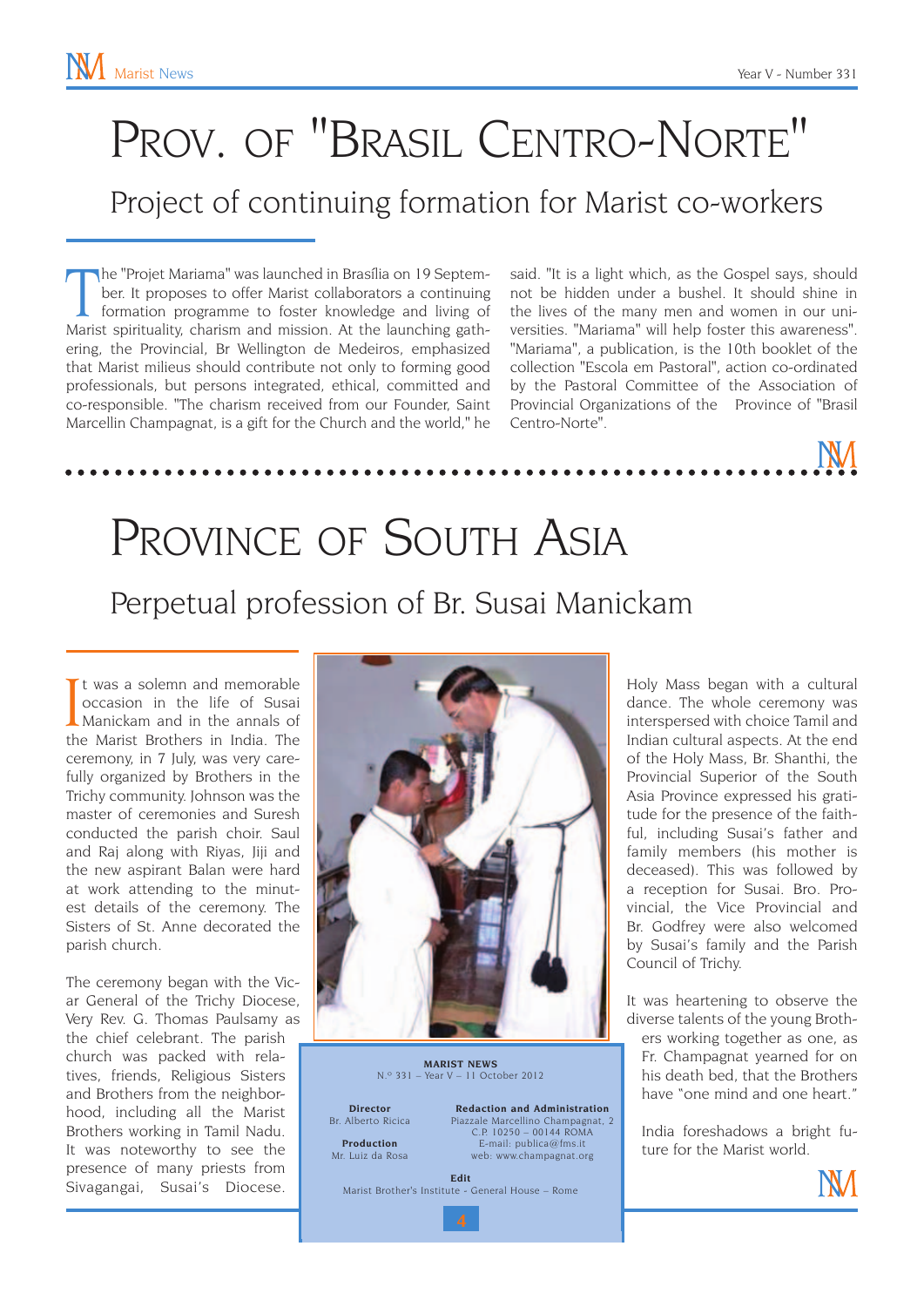# PROV. OF "BRASIL CENTRO-NORTE"

## Project of continuing formation for Marist co-workers

The "Projet Mariama" was launched in Brasília on 19 September. It proposes to offer Marist collaborators a continuing formation programme to foster knowledge and living of Marist spirituality, charism and mission. At the launching gathering, the Provincial, Br Wellington de Medeiros, emphasized that Marist milieus should contribute not only to forming good professionals, but persons integrated, ethical, committed and co-responsible. "The charism received from our Founder, Saint Marcellin Champagnat, is a gift for the Church and the world," he said. "It is a light which, as the Gospel says, should not be hidden under a bushel. It should shine in the lives of the many men and women in our universities. "Mariama" will help foster this awareness". "Mariama", a publication, is the 10th booklet of the collection "Escola em Pastoral", action co-ordinated by the Pastoral Committee of the Association of Provincial Organizations of the Province of "Brasil Centro-Norte".

# PROVINCE OF SOUTH ASIA

## Perpetual profession of Br. Susai Manickam

It was a solemn and memorable occasion in the life of Susai Manickam and in the annals of the Marist Brothers in India. The ceremony, in 7 July, was very carefully organized by Brothers in the Trichy community. Johnson was the master of ceremonies and Suresh conducted the parish choir. Saul and Raj along with Riyas, Jiji and the new aspirant Balan were hard at work attending to the minutest details of the ceremony. The Sisters of St. Anne decorated the parish church.

The ceremony began with the Vicar General of the Trichy Diocese, Very Rev. G. Thomas Paulsamy as the chief celebrant. The parish church was packed with relatives, friends, Religious Sisters and Brothers from the neighborhood, including all the Marist Brothers working in Tamil Nadu. It was noteworthy to see the presence of many priests from Sivagangai, Susai's Diocese.

Holy Mass began with a cultural dance. The whole ceremony was interspersed with choice Tamil and Indian cultural aspects. At the end of the Holy Mass, Br. Shanthi, the Provincial Superior of the South Asia Province expressed his gratitude for the presence of the faithful, including Susai's father and family members (his mother is deceased). This was followed by a reception for Susai. Bro. Provincial, the Vice Provincial and Br. Godfrey were also welcomed by Susai's family and the Parish Council of Trichy.

It was heartening to observe the diverse talents of the young Brothers working together as one, as Fr. Champagnat yearned for on his death bed, that the Brothers have "one mind and one heart."

India foreshadows a bright future for the Marist world.

**MARIST NEWS**
N.º 331 – Year V – 11 October 2012

**Director**
Br. Alberto Ricica

**Production**
Mr. Luiz da Rosa

**Redaction and Administration**
Piazzale Marcellino Champagnat, 2
C.P. 10250 – 00144 ROMA
E-mail: publica@fms.it
web: www.champagnat.org

**Edit**
Marist Brother's Institute - General House – Rome